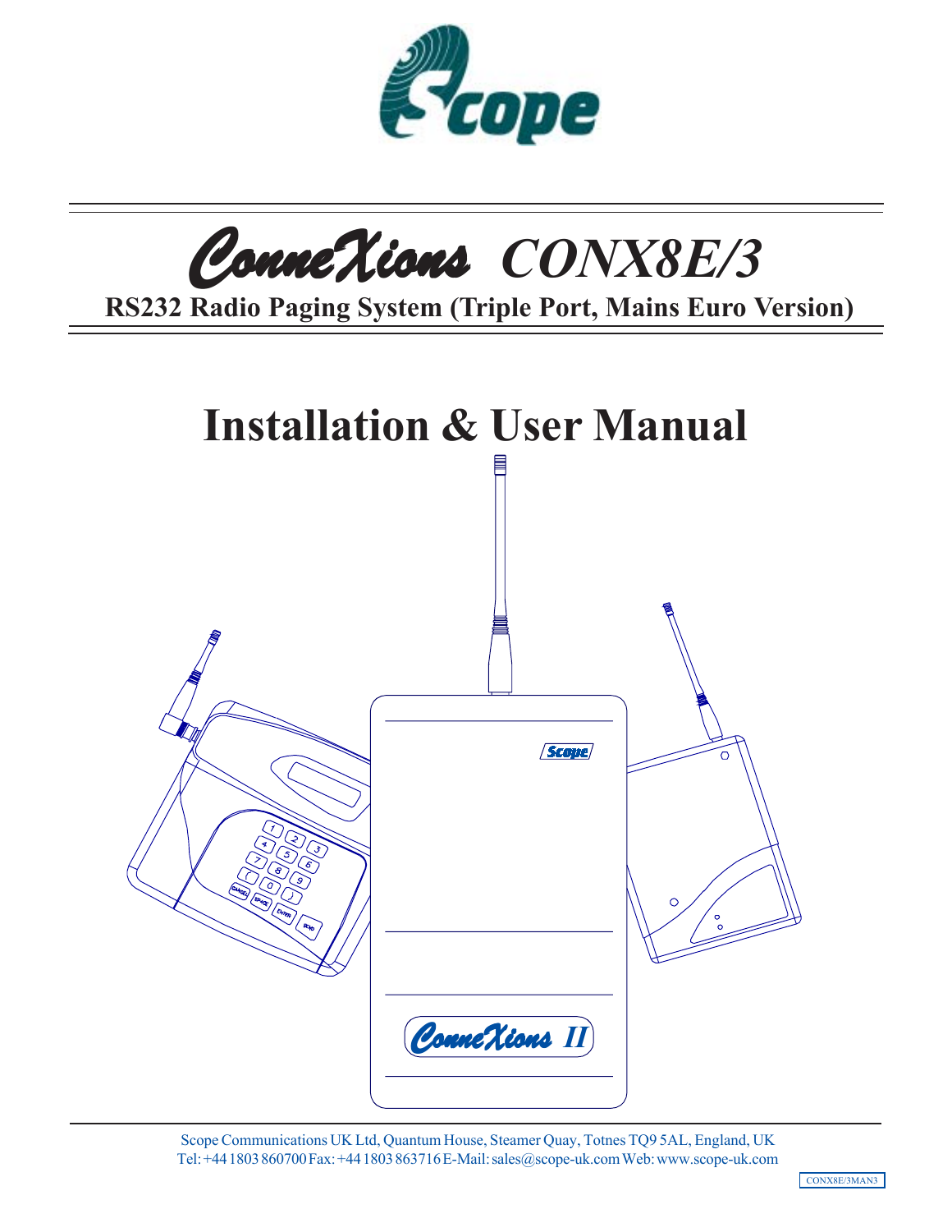Scope

# ConneXions CONX8E/3

**RS232 Radio Paging System (Triple Port, Mains Euro Version)**

# Installation & User Manual

Scope Communications UK Ltd, Quantum House, Steamer Quay, Totnes TQ9 5AL, England, UK
Tel: +44 1803 860700 Fax: +44 1803 863716 E-Mail: sales@scope-uk.com Web: www.scope-uk.com

CONX8E/3MAN3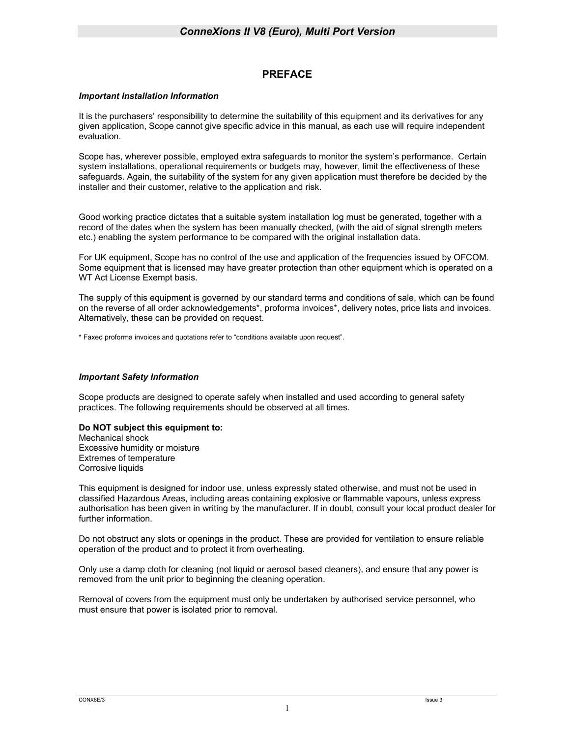## PREFACE

### *Important Installation Information*

It is the purchasers' responsibility to determine the suitability of this equipment and its derivatives for any given application, Scope cannot give specific advice in this manual, as each use will require independent evaluation.

Scope has, wherever possible, employed extra safeguards to monitor the system's performance. Certain system installations, operational requirements or budgets may, however, limit the effectiveness of these safeguards. Again, the suitability of the system for any given application must therefore be decided by the installer and their customer, relative to the application and risk.

Good working practice dictates that a suitable system installation log must be generated, together with a record of the dates when the system has been manually checked, (with the aid of signal strength meters etc.) enabling the system performance to be compared with the original installation data.

For UK equipment, Scope has no control of the use and application of the frequencies issued by OFCOM. Some equipment that is licensed may have greater protection than other equipment which is operated on a WT Act License Exempt basis.

The supply of this equipment is governed by our standard terms and conditions of sale, which can be found on the reverse of all order acknowledgements*, proforma invoices*, delivery notes, price lists and invoices. Alternatively, these can be provided on request.

* Faxed proforma invoices and quotations refer to "conditions available upon request".

### *Important Safety Information*

Scope products are designed to operate safely when installed and used according to general safety practices. The following requirements should be observed at all times.

**Do NOT subject this equipment to:**
Mechanical shock
Excessive humidity or moisture
Extremes of temperature
Corrosive liquids

This equipment is designed for indoor use, unless expressly stated otherwise, and must not be used in classified Hazardous Areas, including areas containing explosive or flammable vapours, unless express authorisation has been given in writing by the manufacturer. If in doubt, consult your local product dealer for further information.

Do not obstruct any slots or openings in the product. These are provided for ventilation to ensure reliable operation of the product and to protect it from overheating.

Only use a damp cloth for cleaning (not liquid or aerosol based cleaners), and ensure that any power is removed from the unit prior to beginning the cleaning operation.

Removal of covers from the equipment must only be undertaken by authorised service personnel, who must ensure that power is isolated prior to removal.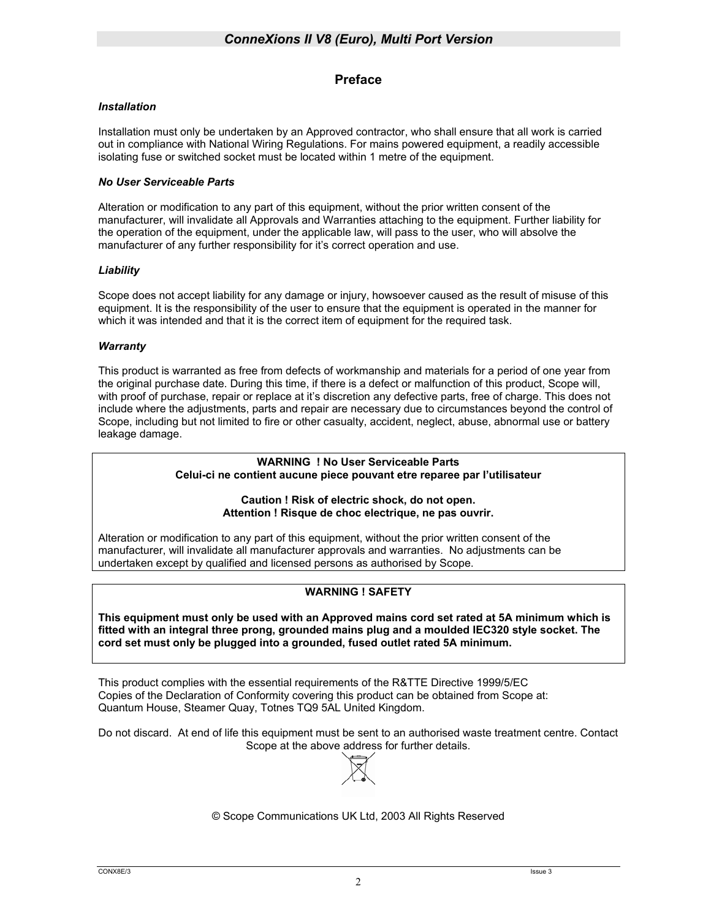## Preface

***Installation***

Installation must only be undertaken by an Approved contractor, who shall ensure that all work is carried out in compliance with National Wiring Regulations. For mains powered equipment, a readily accessible isolating fuse or switched socket must be located within 1 metre of the equipment.

***No User Serviceable Parts***

Alteration or modification to any part of this equipment, without the prior written consent of the manufacturer, will invalidate all Approvals and Warranties attaching to the equipment. Further liability for the operation of the equipment, under the applicable law, will pass to the user, who will absolve the manufacturer of any further responsibility for it’s correct operation and use.

***Liability***

Scope does not accept liability for any damage or injury, howsoever caused as the result of misuse of this equipment. It is the responsibility of the user to ensure that the equipment is operated in the manner for which it was intended and that it is the correct item of equipment for the required task.

***Warranty***

This product is warranted as free from defects of workmanship and materials for a period of one year from the original purchase date. During this time, if there is a defect or malfunction of this product, Scope will, with proof of purchase, repair or replace at it’s discretion any defective parts, free of charge. This does not include where the adjustments, parts and repair are necessary due to circumstances beyond the control of Scope, including but not limited to fire or other casualty, accident, neglect, abuse, abnormal use or battery leakage damage.

**WARNING ! No User Serviceable Parts**
**Celui-ci ne contient aucune piece pouvant etre reparee par l’utilisateur**

**Caution ! Risk of electric shock, do not open.**
**Attention ! Risque de choc electrique, ne pas ouvrir.**

Alteration or modification to any part of this equipment, without the prior written consent of the manufacturer, will invalidate all manufacturer approvals and warranties. No adjustments can be undertaken except by qualified and licensed persons as authorised by Scope.

**WARNING ! SAFETY**

**This equipment must only be used with an Approved mains cord set rated at 5A minimum which is fitted with an integral three prong, grounded mains plug and a moulded IEC320 style socket. The cord set must only be plugged into a grounded, fused outlet rated 5A minimum.**

This product complies with the essential requirements of the R&TTE Directive 1999/5/EC
Copies of the Declaration of Conformity covering this product can be obtained from Scope at:
Quantum House, Steamer Quay, Totnes TQ9 5AL United Kingdom.

Do not discard. At end of life this equipment must be sent to an authorised waste treatment centre. Contact Scope at the above address for further details.

© Scope Communications UK Ltd, 2003 All Rights Reserved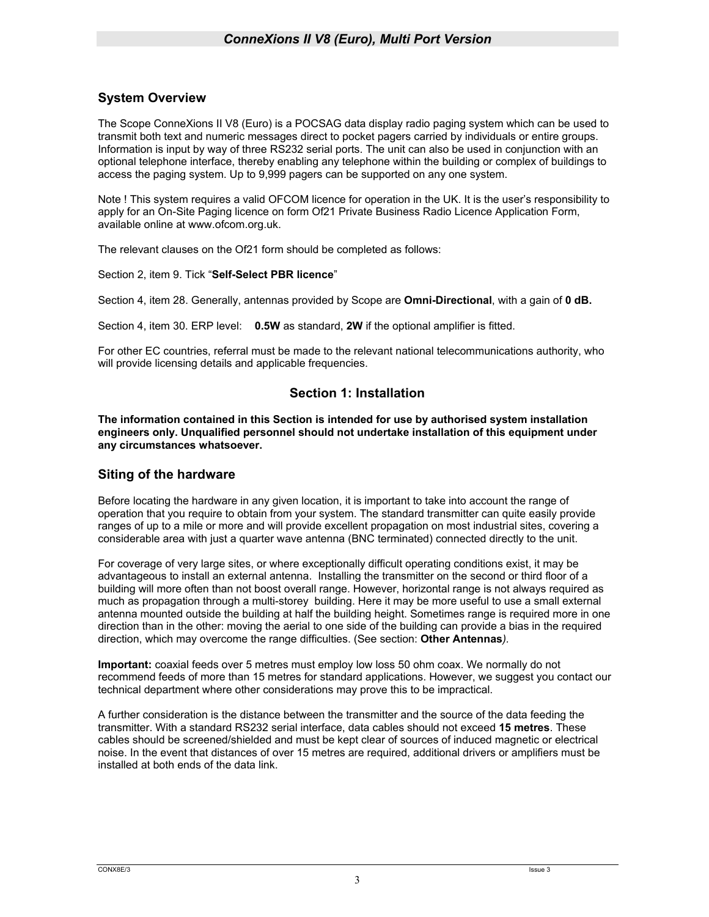## System Overview

The Scope ConneXions II V8 (Euro) is a POCSAG data display radio paging system which can be used to transmit both text and numeric messages direct to pocket pagers carried by individuals or entire groups. Information is input by way of three RS232 serial ports. The unit can also be used in conjunction with an optional telephone interface, thereby enabling any telephone within the building or complex of buildings to access the paging system. Up to 9,999 pagers can be supported on any one system.

Note ! This system requires a valid OFCOM licence for operation in the UK. It is the user's responsibility to apply for an On-Site Paging licence on form Of21 Private Business Radio Licence Application Form, available online at www.ofcom.org.uk.

The relevant clauses on the Of21 form should be completed as follows:

Section 2, item 9. Tick "**Self-Select PBR licence**"

Section 4, item 28. Generally, antennas provided by Scope are **Omni-Directional**, with a gain of **0 dB.**

Section 4, item 30. ERP level: **0.5W** as standard, **2W** if the optional amplifier is fitted.

For other EC countries, referral must be made to the relevant national telecommunications authority, who will provide licensing details and applicable frequencies.

# Section 1: Installation

**The information contained in this Section is intended for use by authorised system installation engineers only. Unqualified personnel should not undertake installation of this equipment under any circumstances whatsoever.**

## Siting of the hardware

Before locating the hardware in any given location, it is important to take into account the range of operation that you require to obtain from your system. The standard transmitter can quite easily provide ranges of up to a mile or more and will provide excellent propagation on most industrial sites, covering a considerable area with just a quarter wave antenna (BNC terminated) connected directly to the unit.

For coverage of very large sites, or where exceptionally difficult operating conditions exist, it may be advantageous to install an external antenna. Installing the transmitter on the second or third floor of a building will more often than not boost overall range. However, horizontal range is not always required as much as propagation through a multi-storey building. Here it may be more useful to use a small external antenna mounted outside the building at half the building height. Sometimes range is required more in one direction than in the other: moving the aerial to one side of the building can provide a bias in the required direction, which may overcome the range difficulties. (See section: **Other Antennas**).

**Important:** coaxial feeds over 5 metres must employ low loss 50 ohm coax. We normally do not recommend feeds of more than 15 metres for standard applications. However, we suggest you contact our technical department where other considerations may prove this to be impractical.

A further consideration is the distance between the transmitter and the source of the data feeding the transmitter. With a standard RS232 serial interface, data cables should not exceed **15 metres**. These cables should be screened/shielded and must be kept clear of sources of induced magnetic or electrical noise. In the event that distances of over 15 metres are required, additional drivers or amplifiers must be installed at both ends of the data link.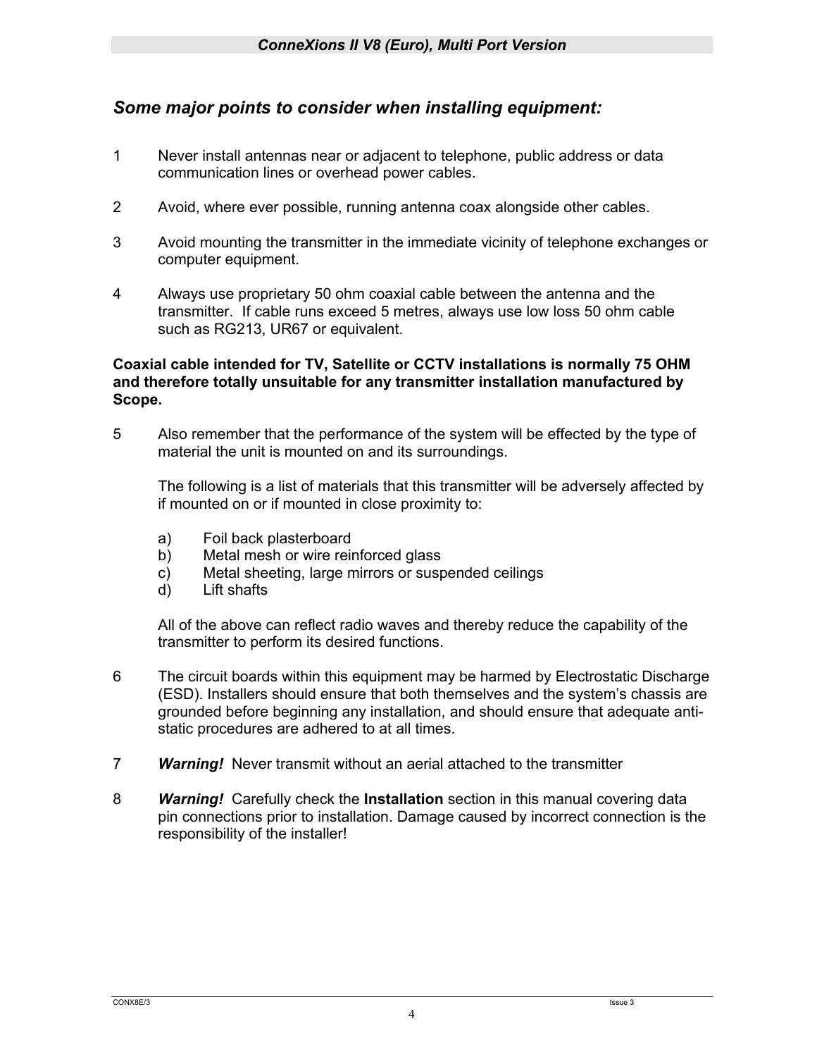## *Some major points to consider when installing equipment:*

1. Never install antennas near or adjacent to telephone, public address or data communication lines or overhead power cables.

2. Avoid, where ever possible, running antenna coax alongside other cables.

3. Avoid mounting the transmitter in the immediate vicinity of telephone exchanges or computer equipment.

4. Always use proprietary 50 ohm coaxial cable between the antenna and the transmitter. If cable runs exceed 5 metres, always use low loss 50 ohm cable such as RG213, UR67 or equivalent.

**Coaxial cable intended for TV, Satellite or CCTV installations is normally 75 OHM and therefore totally unsuitable for any transmitter installation manufactured by Scope.**

5. Also remember that the performance of the system will be effected by the type of material the unit is mounted on and its surroundings.

   The following is a list of materials that this transmitter will be adversely affected by if mounted on or if mounted in close proximity to:

   a) Foil back plasterboard
   b) Metal mesh or wire reinforced glass
   c) Metal sheeting, large mirrors or suspended ceilings
   d) Lift shafts

   All of the above can reflect radio waves and thereby reduce the capability of the transmitter to perform its desired functions.

6. The circuit boards within this equipment may be harmed by Electrostatic Discharge (ESD). Installers should ensure that both themselves and the system's chassis are grounded before beginning any installation, and should ensure that adequate anti-static procedures are adhered to at all times.

7. ***Warning!*** Never transmit without an aerial attached to the transmitter

8. ***Warning!*** Carefully check the **Installation** section in this manual covering data pin connections prior to installation. Damage caused by incorrect connection is the responsibility of the installer!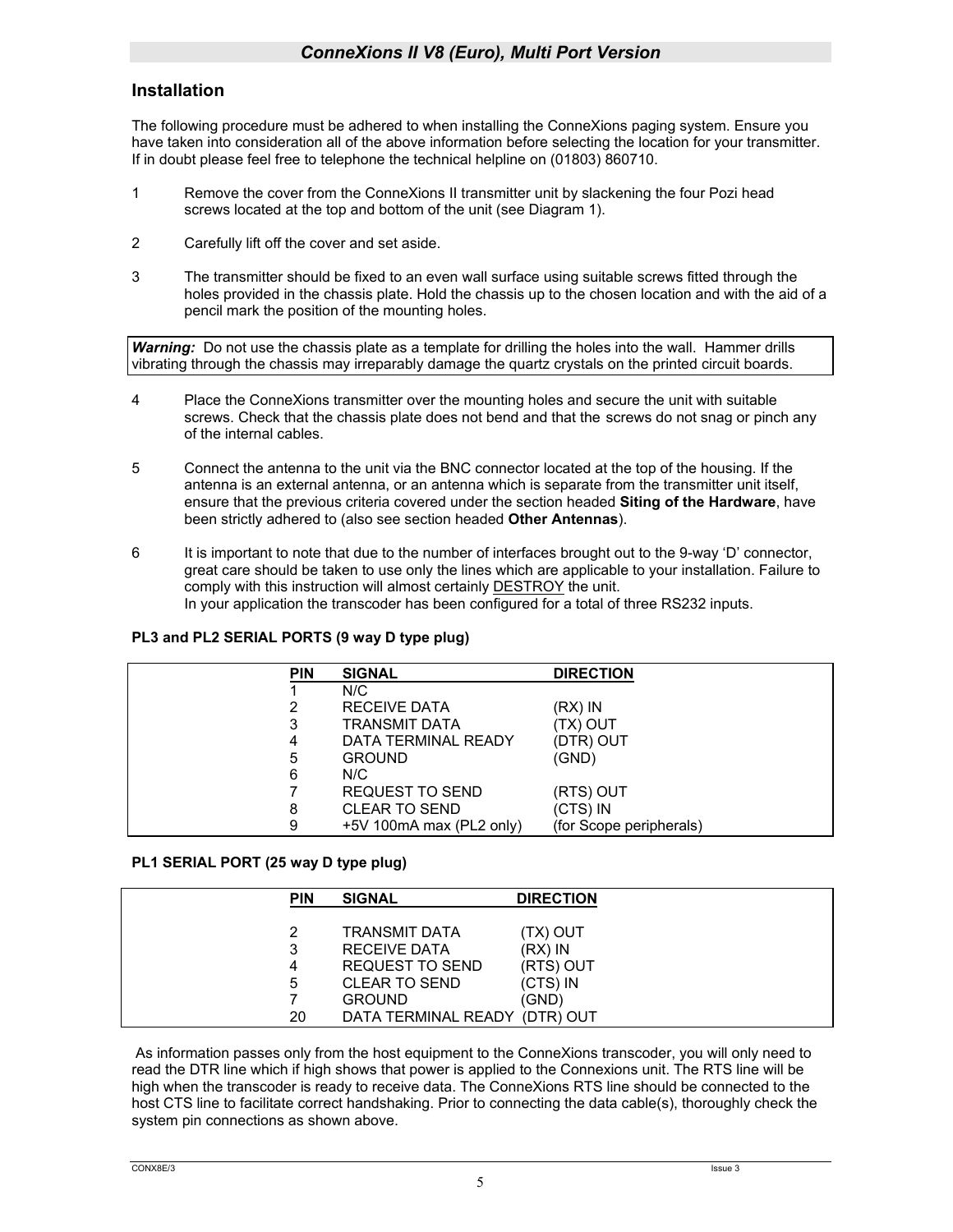## Installation

The following procedure must be adhered to when installing the ConneXions paging system. Ensure you have taken into consideration all of the above information before selecting the location for your transmitter. If in doubt please feel free to telephone the technical helpline on (01803) 860710.

1. Remove the cover from the ConneXions II transmitter unit by slackening the four Pozi head screws located at the top and bottom of the unit (see Diagram 1).

2. Carefully lift off the cover and set aside.

3. The transmitter should be fixed to an even wall surface using suitable screws fitted through the holes provided in the chassis plate. Hold the chassis up to the chosen location and with the aid of a pencil mark the position of the mounting holes.

***Warning:*** Do not use the chassis plate as a template for drilling the holes into the wall. Hammer drills vibrating through the chassis may irreparably damage the quartz crystals on the printed circuit boards.

4. Place the ConneXions transmitter over the mounting holes and secure the unit with suitable screws. Check that the chassis plate does not bend and that the screws do not snag or pinch any of the internal cables.

5. Connect the antenna to the unit via the BNC connector located at the top of the housing. If the antenna is an external antenna, or an antenna which is separate from the transmitter unit itself, ensure that the previous criteria covered under the section headed **Siting of the Hardware**, have been strictly adhered to (also see section headed **Other Antennas**).

6. It is important to note that due to the number of interfaces brought out to the 9-way 'D' connector, great care should be taken to use only the lines which are applicable to your installation. Failure to comply with this instruction will almost certainly <u>DESTROY</u> the unit.
   In your application the transcoder has been configured for a total of three RS232 inputs.

**PL3 and PL2 SERIAL PORTS (9 way D type plug)**

| PIN | SIGNAL | DIRECTION |
|---|---|---|
| 1 | N/C | |
| 2 | RECEIVE DATA | (RX) IN |
| 3 | TRANSMIT DATA | (TX) OUT |
| 4 | DATA TERMINAL READY | (DTR) OUT |
| 5 | GROUND | (GND) |
| 6 | N/C | |
| 7 | REQUEST TO SEND | (RTS) OUT |
| 8 | CLEAR TO SEND | (CTS) IN |
| 9 | +5V 100mA max (PL2 only) | (for Scope peripherals) |

**PL1 SERIAL PORT (25 way D type plug)**

| PIN | SIGNAL | DIRECTION |
|---|---|---|
| 2 | TRANSMIT DATA | (TX) OUT |
| 3 | RECEIVE DATA | (RX) IN |
| 4 | REQUEST TO SEND | (RTS) OUT |
| 5 | CLEAR TO SEND | (CTS) IN |
| 7 | GROUND | (GND) |
| 20 | DATA TERMINAL READY | (DTR) OUT |

As information passes only from the host equipment to the ConneXions transcoder, you will only need to read the DTR line which if high shows that power is applied to the Connexions unit. The RTS line will be high when the transcoder is ready to receive data. The ConneXions RTS line should be connected to the host CTS line to facilitate correct handshaking. Prior to connecting the data cable(s), thoroughly check the system pin connections as shown above.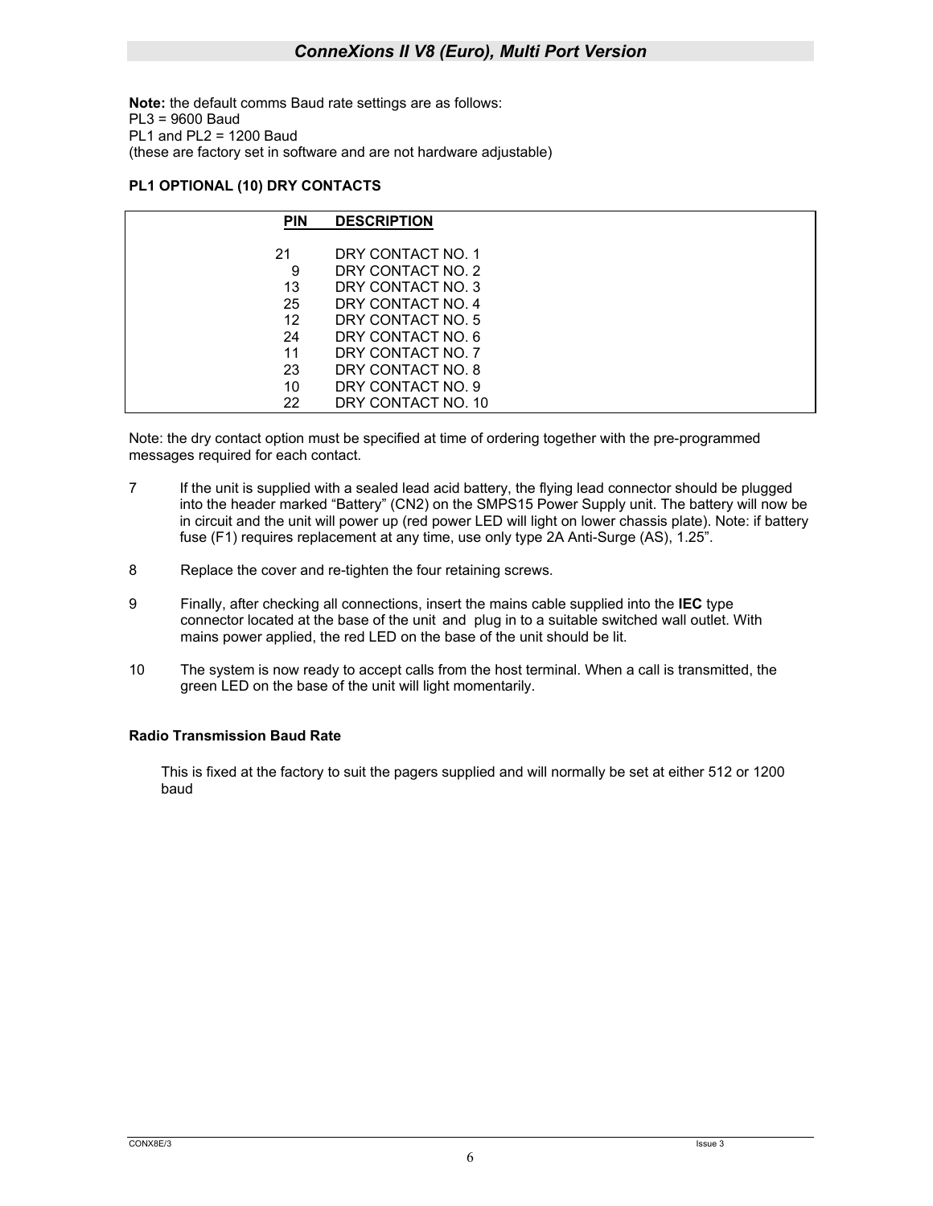**Note:** the default comms Baud rate settings are as follows:
PL3 = 9600 Baud
PL1 and PL2 = 1200 Baud
(these are factory set in software and are not hardware adjustable)

**PL1 OPTIONAL (10) DRY CONTACTS**

| PIN | DESCRIPTION |
|---|---|
| 21 | DRY CONTACT NO. 1 |
| 9 | DRY CONTACT NO. 2 |
| 13 | DRY CONTACT NO. 3 |
| 25 | DRY CONTACT NO. 4 |
| 12 | DRY CONTACT NO. 5 |
| 24 | DRY CONTACT NO. 6 |
| 11 | DRY CONTACT NO. 7 |
| 23 | DRY CONTACT NO. 8 |
| 10 | DRY CONTACT NO. 9 |
| 22 | DRY CONTACT NO. 10 |

Note: the dry contact option must be specified at time of ordering together with the pre-programmed messages required for each contact.

7. If the unit is supplied with a sealed lead acid battery, the flying lead connector should be plugged into the header marked "Battery" (CN2) on the SMPS15 Power Supply unit. The battery will now be in circuit and the unit will power up (red power LED will light on lower chassis plate). Note: if battery fuse (F1) requires replacement at any time, use only type 2A Anti-Surge (AS), 1.25".

8. Replace the cover and re-tighten the four retaining screws.

9. Finally, after checking all connections, insert the mains cable supplied into the **IEC** type connector located at the base of the unit and plug in to a suitable switched wall outlet. With mains power applied, the red LED on the base of the unit should be lit.

10. The system is now ready to accept calls from the host terminal. When a call is transmitted, the green LED on the base of the unit will light momentarily.

**Radio Transmission Baud Rate**

This is fixed at the factory to suit the pagers supplied and will normally be set at either 512 or 1200 baud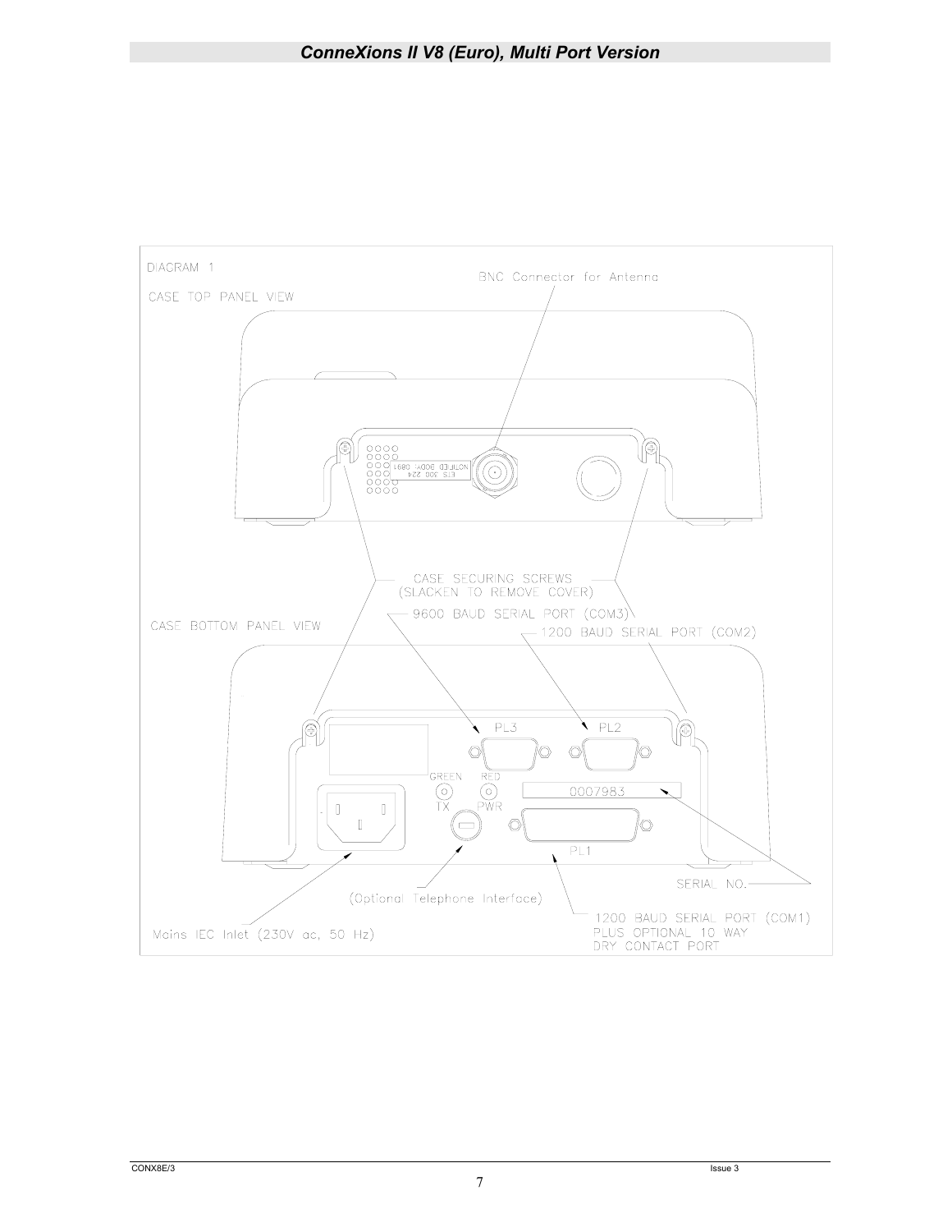DIAGRAM 1

CASE TOP PANEL VIEW

BNC Connector for Antenna

NOTIFIED BODY: 0891
ETS 300 224

CASE SECURING SCREWS
(SLACKEN TO REMOVE COVER)

9600 BAUD SERIAL PORT (COM3)

CASE BOTTOM PANEL VIEW

1200 BAUD SERIAL PORT (COM2)

PL3

PL2

GREEN TX

RED PWR

0007983

PL1

SERIAL NO.

(Optional Telephone Interface)

1200 BAUD SERIAL PORT (COM1)
PLUS OPTIONAL 10 WAY
DRY CONTACT PORT

Mains IEC Inlet (230V ac, 50 Hz)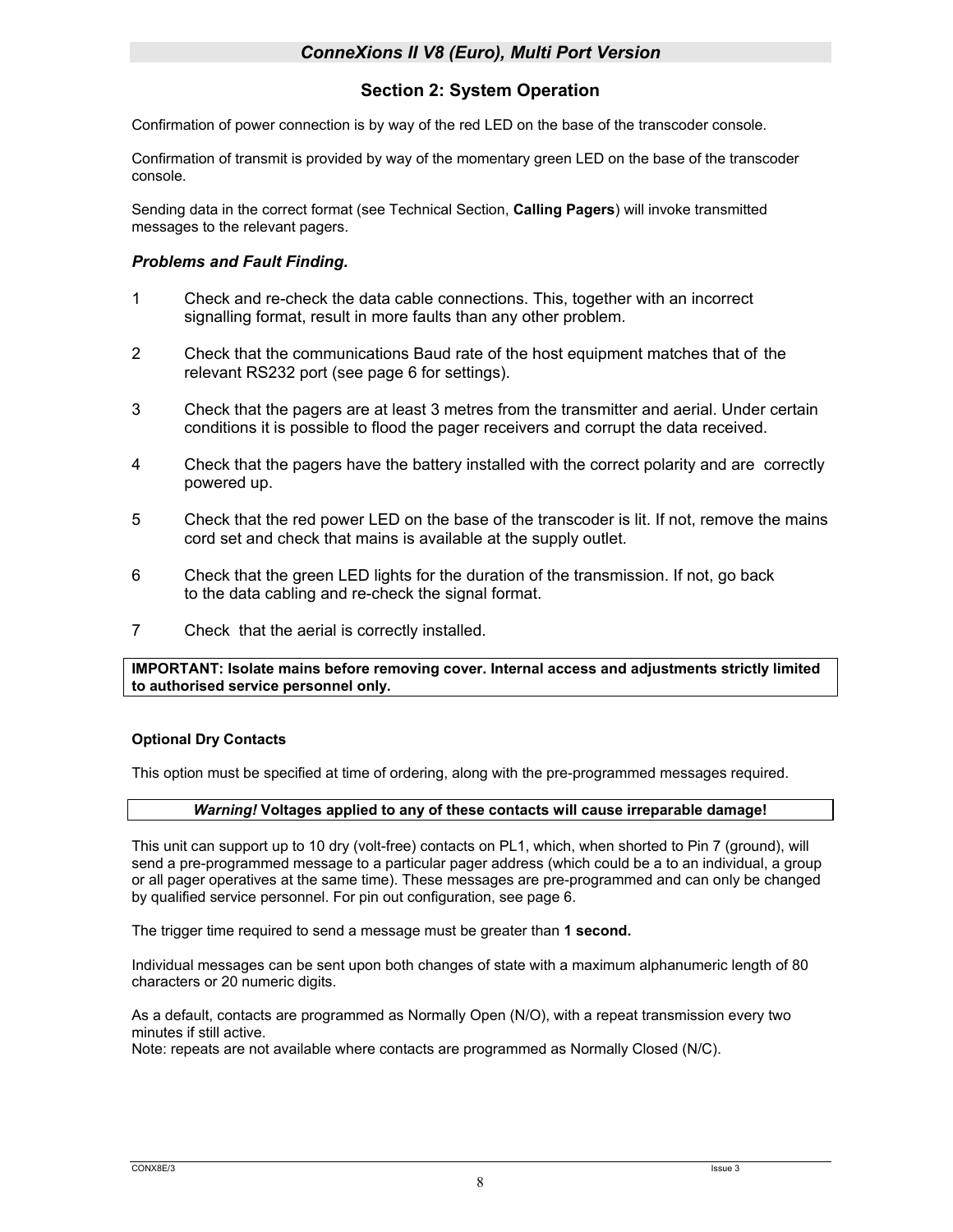## Section 2: System Operation

Confirmation of power connection is by way of the red LED on the base of the transcoder console.

Confirmation of transmit is provided by way of the momentary green LED on the base of the transcoder console.

Sending data in the correct format (see Technical Section, **Calling Pagers**) will invoke transmitted messages to the relevant pagers.

### *Problems and Fault Finding.*

1. Check and re-check the data cable connections. This, together with an incorrect signalling format, result in more faults than any other problem.
2. Check that the communications Baud rate of the host equipment matches that of the relevant RS232 port (see page 6 for settings).
3. Check that the pagers are at least 3 metres from the transmitter and aerial. Under certain conditions it is possible to flood the pager receivers and corrupt the data received.
4. Check that the pagers have the battery installed with the correct polarity and are correctly powered up.
5. Check that the red power LED on the base of the transcoder is lit. If not, remove the mains cord set and check that mains is available at the supply outlet.
6. Check that the green LED lights for the duration of the transmission. If not, go back to the data cabling and re-check the signal format.
7. Check that the aerial is correctly installed.

**IMPORTANT: Isolate mains before removing cover. Internal access and adjustments strictly limited to authorised service personnel only.**

#### Optional Dry Contacts

This option must be specified at time of ordering, along with the pre-programmed messages required.

***Warning!* Voltages applied to any of these contacts will cause irreparable damage!**

This unit can support up to 10 dry (volt-free) contacts on PL1, which, when shorted to Pin 7 (ground), will send a pre-programmed message to a particular pager address (which could be a to an individual, a group or all pager operatives at the same time). These messages are pre-programmed and can only be changed by qualified service personnel. For pin out configuration, see page 6.

The trigger time required to send a message must be greater than **1 second.**

Individual messages can be sent upon both changes of state with a maximum alphanumeric length of 80 characters or 20 numeric digits.

As a default, contacts are programmed as Normally Open (N/O), with a repeat transmission every two minutes if still active.
Note: repeats are not available where contacts are programmed as Normally Closed (N/C).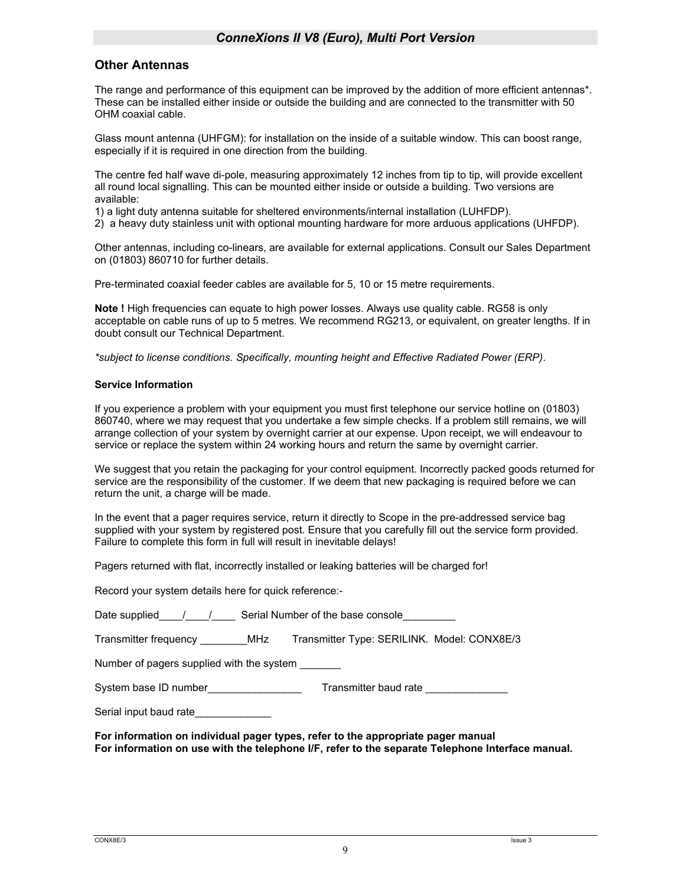## Other Antennas

The range and performance of this equipment can be improved by the addition of more efficient antennas*. These can be installed either inside or outside the building and are connected to the transmitter with 50 OHM coaxial cable.

Glass mount antenna (UHFGM): for installation on the inside of a suitable window. This can boost range, especially if it is required in one direction from the building.

The centre fed half wave di-pole, measuring approximately 12 inches from tip to tip, will provide excellent all round local signalling. This can be mounted either inside or outside a building. Two versions are available:

1) a light duty antenna suitable for sheltered environments/internal installation (LUHFDP).
2) a heavy duty stainless unit with optional mounting hardware for more arduous applications (UHFDP).

Other antennas, including co-linears, are available for external applications. Consult our Sales Department on (01803) 860710 for further details.

Pre-terminated coaxial feeder cables are available for 5, 10 or 15 metre requirements.

**Note !** High frequencies can equate to high power losses. Always use quality cable. RG58 is only acceptable on cable runs of up to 5 metres. We recommend RG213, or equivalent, on greater lengths. If in doubt consult our Technical Department.

*\*subject to license conditions. Specifically, mounting height and Effective Radiated Power (ERP).*

**Service Information**

If you experience a problem with your equipment you must first telephone our service hotline on (01803) 860740, where we may request that you undertake a few simple checks. If a problem still remains, we will arrange collection of your system by overnight carrier at our expense. Upon receipt, we will endeavour to service or replace the system within 24 working hours and return the same by overnight carrier.

We suggest that you retain the packaging for your control equipment. Incorrectly packed goods returned for service are the responsibility of the customer. If we deem that new packaging is required before we can return the unit, a charge will be made.

In the event that a pager requires service, return it directly to Scope in the pre-addressed service bag supplied with your system by registered post. Ensure that you carefully fill out the service form provided. Failure to complete this form in full will result in inevitable delays!

Pagers returned with flat, incorrectly installed or leaking batteries will be charged for!

Record your system details here for quick reference:-

Date supplied____/____/____ Serial Number of the base console_________

Transmitter frequency ________MHz Transmitter Type: SERILINK. Model: CONX8E/3

Number of pagers supplied with the system _______

System base ID number________________ Transmitter baud rate ______________

Serial input baud rate_____________

**For information on individual pager types, refer to the appropriate pager manual**
**For information on use with the telephone I/F, refer to the separate Telephone Interface manual.**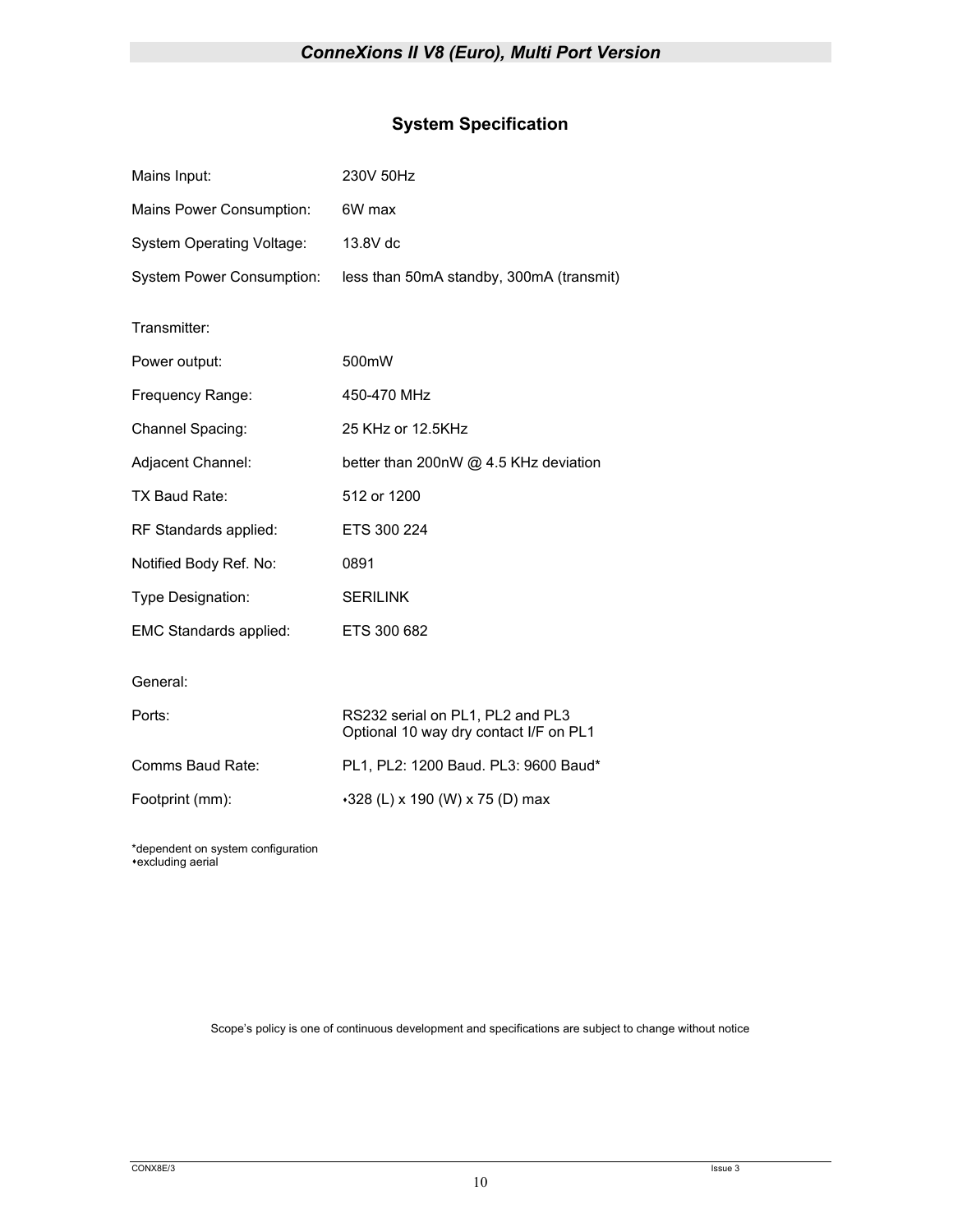## System Specification

| | |
|---|---|
| Mains Input: | 230V 50Hz |
| Mains Power Consumption: | 6W max |
| System Operating Voltage: | 13.8V dc |
| System Power Consumption: | less than 50mA standby, 300mA (transmit) |

Transmitter:

| | |
|---|---|
| Power output: | 500mW |
| Frequency Range: | 450-470 MHz |
| Channel Spacing: | 25 KHz or 12.5KHz |
| Adjacent Channel: | better than 200nW @ 4.5 KHz deviation |
| TX Baud Rate: | 512 or 1200 |
| RF Standards applied: | ETS 300 224 |
| Notified Body Ref. No: | 0891 |
| Type Designation: | SERILINK |
| EMC Standards applied: | ETS 300 682 |

General:

| | |
|---|---|
| Ports: | RS232 serial on PL1, PL2 and PL3<br>Optional 10 way dry contact I/F on PL1 |
| Comms Baud Rate: | PL1, PL2: 1200 Baud. PL3: 9600 Baud* |
| Footprint (mm): | ⬩328 (L) x 190 (W) x 75 (D) max |

*dependent on system configuration
⬩excluding aerial

Scope's policy is one of continuous development and specifications are subject to change without notice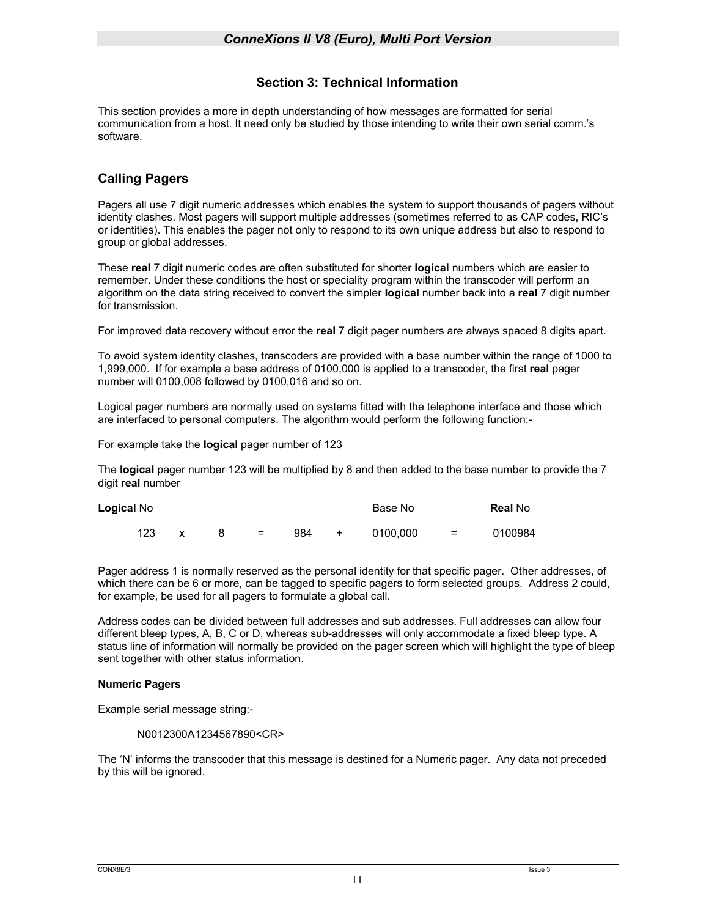## Section 3: Technical Information

This section provides a more in depth understanding of how messages are formatted for serial communication from a host. It need only be studied by those intending to write their own serial comm.'s software.

### Calling Pagers

Pagers all use 7 digit numeric addresses which enables the system to support thousands of pagers without identity clashes. Most pagers will support multiple addresses (sometimes referred to as CAP codes, RIC's or identities). This enables the pager not only to respond to its own unique address but also to respond to group or global addresses.

These **real** 7 digit numeric codes are often substituted for shorter **logical** numbers which are easier to remember. Under these conditions the host or speciality program within the transcoder will perform an algorithm on the data string received to convert the simpler **logical** number back into a **real** 7 digit number for transmission.

For improved data recovery without error the **real** 7 digit pager numbers are always spaced 8 digits apart.

To avoid system identity clashes, transcoders are provided with a base number within the range of 1000 to 1,999,000. If for example a base address of 0100,000 is applied to a transcoder, the first **real** pager number will 0100,008 followed by 0100,016 and so on.

Logical pager numbers are normally used on systems fitted with the telephone interface and those which are interfaced to personal computers. The algorithm would perform the following function:-

For example take the **logical** pager number of 123

The **logical** pager number 123 will be multiplied by 8 and then added to the base number to provide the 7 digit **real** number

| **Logical** No | | | | | | Base No | | **Real** No |
|---|---|---|---|---|---|---|---|---|
| 123 | x | 8 | = | 984 | + | 0100,000 | = | 0100984 |

Pager address 1 is normally reserved as the personal identity for that specific pager. Other addresses, of which there can be 6 or more, can be tagged to specific pagers to form selected groups. Address 2 could, for example, be used for all pagers to formulate a global call.

Address codes can be divided between full addresses and sub addresses. Full addresses can allow four different bleep types, A, B, C or D, whereas sub-addresses will only accommodate a fixed bleep type. A status line of information will normally be provided on the pager screen which will highlight the type of bleep sent together with other status information.

**Numeric Pagers**

Example serial message string:-

```
N0012300A1234567890<CR>
```

The 'N' informs the transcoder that this message is destined for a Numeric pager. Any data not preceded by this will be ignored.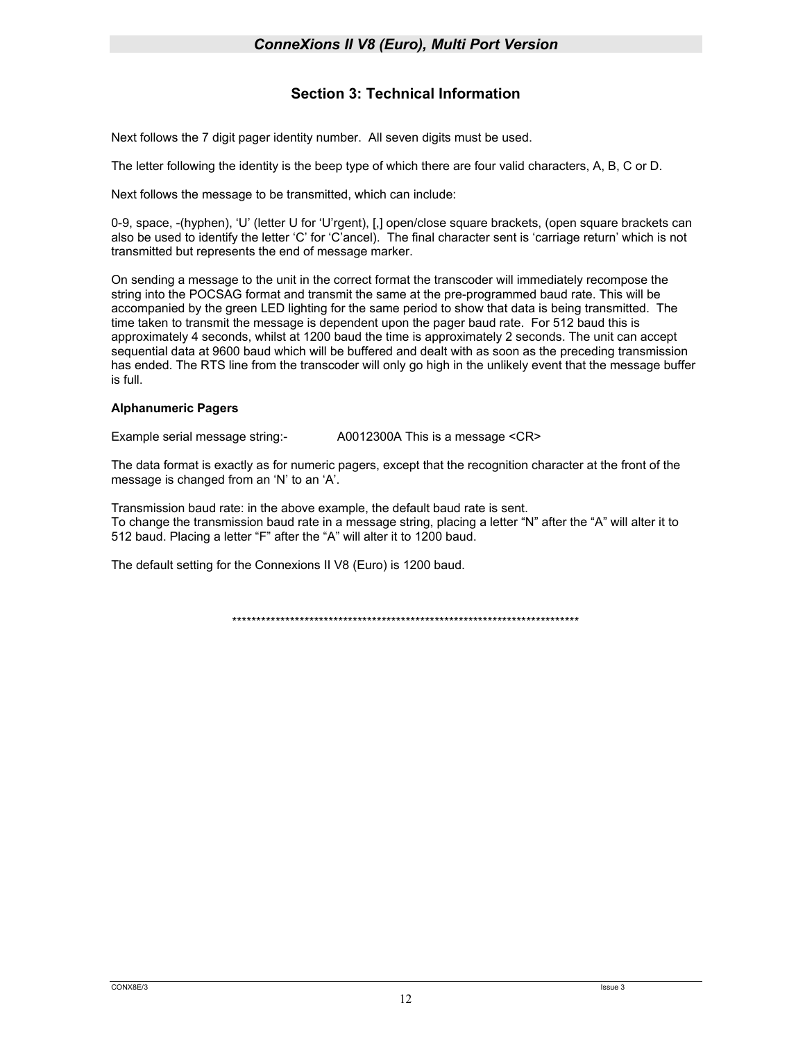## Section 3: Technical Information

Next follows the 7 digit pager identity number. All seven digits must be used.

The letter following the identity is the beep type of which there are four valid characters, A, B, C or D.

Next follows the message to be transmitted, which can include:

0-9, space, -(hyphen), 'U' (letter U for 'U'rgent), [,] open/close square brackets, (open square brackets can also be used to identify the letter 'C' for 'C'ancel). The final character sent is 'carriage return' which is not transmitted but represents the end of message marker.

On sending a message to the unit in the correct format the transcoder will immediately recompose the string into the POCSAG format and transmit the same at the pre-programmed baud rate. This will be accompanied by the green LED lighting for the same period to show that data is being transmitted. The time taken to transmit the message is dependent upon the pager baud rate. For 512 baud this is approximately 4 seconds, whilst at 1200 baud the time is approximately 2 seconds. The unit can accept sequential data at 9600 baud which will be buffered and dealt with as soon as the preceding transmission has ended. The RTS line from the transcoder will only go high in the unlikely event that the message buffer is full.

**Alphanumeric Pagers**

Example serial message string:- A0012300A This is a message <CR>

The data format is exactly as for numeric pagers, except that the recognition character at the front of the message is changed from an 'N' to an 'A'.

Transmission baud rate: in the above example, the default baud rate is sent.
To change the transmission baud rate in a message string, placing a letter "N" after the "A" will alter it to 512 baud. Placing a letter "F" after the "A" will alter it to 1200 baud.

The default setting for the Connexions II V8 (Euro) is 1200 baud.

*************************************************************************